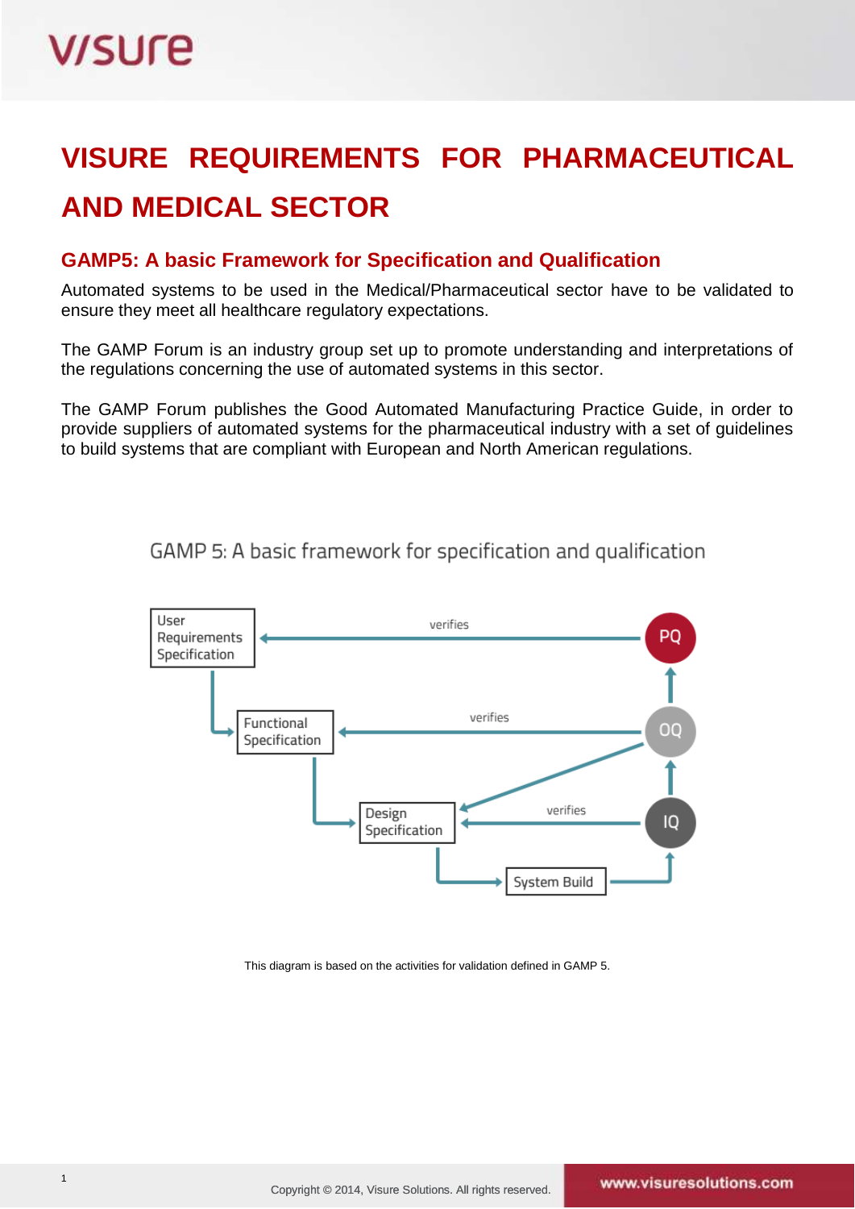# VISURE REQUIREMENTS FOR PHARMACEUTICAL AND MEDICAL SECTOR

## GAMP5: A basic Framework for Specification and Qualification

Automated systems to be used in the Medical/Pharmaceutical sector have to be validated to ensure they meet all healthcare regulatory expectations.

The GAMP Forum is an industry group set up to promote understanding and interpretations of the regulations concerning the use of automated systems in this sector.

The GAMP Forum publishes the Good Automated Manufacturing Practice Guide, in order to provide suppliers of automated systems for the pharmaceutical industry with a set of guidelines to build systems that are compliant with European and North American regulations.

GAMP 5: A basic framework for specification and qualification

User Requirements Specification — verifies — PQ

Functional Specification — verifies — OQ

Design Specification — verifies — IQ

System Build

This diagram is based on the activities for validation defined in GAMP 5.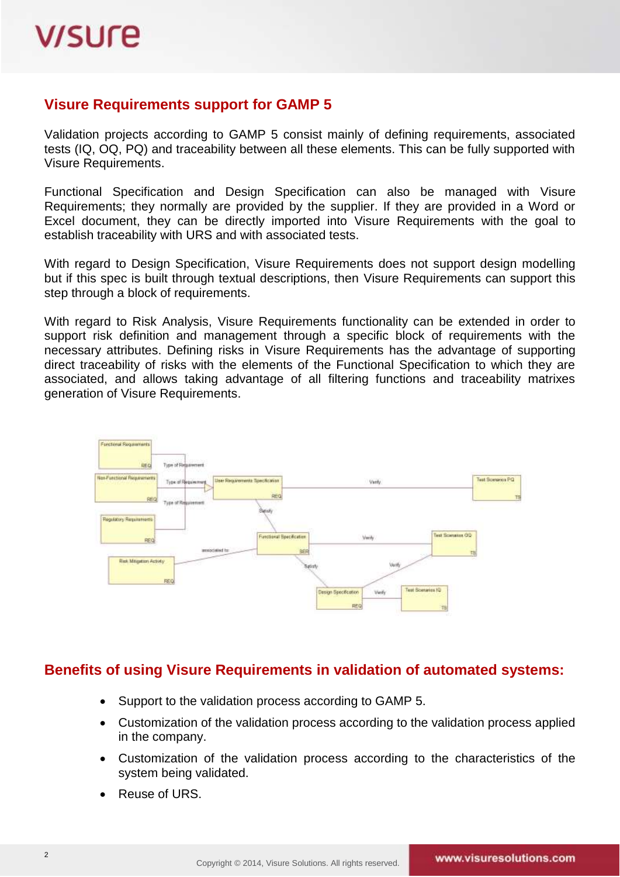## Visure Requirements support for GAMP 5

Validation projects according to GAMP 5 consist mainly of defining requirements, associated tests (IQ, OQ, PQ) and traceability between all these elements. This can be fully supported with Visure Requirements.

Functional Specification and Design Specification can also be managed with Visure Requirements; they normally are provided by the supplier. If they are provided in a Word or Excel document, they can be directly imported into Visure Requirements with the goal to establish traceability with URS and with associated tests.

With regard to Design Specification, Visure Requirements does not support design modelling but if this spec is built through textual descriptions, then Visure Requirements can support this step through a block of requirements.

With regard to Risk Analysis, Visure Requirements functionality can be extended in order to support risk definition and management through a specific block of requirements with the necessary attributes. Defining risks in Visure Requirements has the advantage of supporting direct traceability of risks with the elements of the Functional Specification to which they are associated, and allows taking advantage of all filtering functions and traceability matrixes generation of Visure Requirements.

## Benefits of using Visure Requirements in validation of automated systems:

- Support to the validation process according to GAMP 5.
- Customization of the validation process according to the validation process applied in the company.
- Customization of the validation process according to the characteristics of the system being validated.
- Reuse of URS.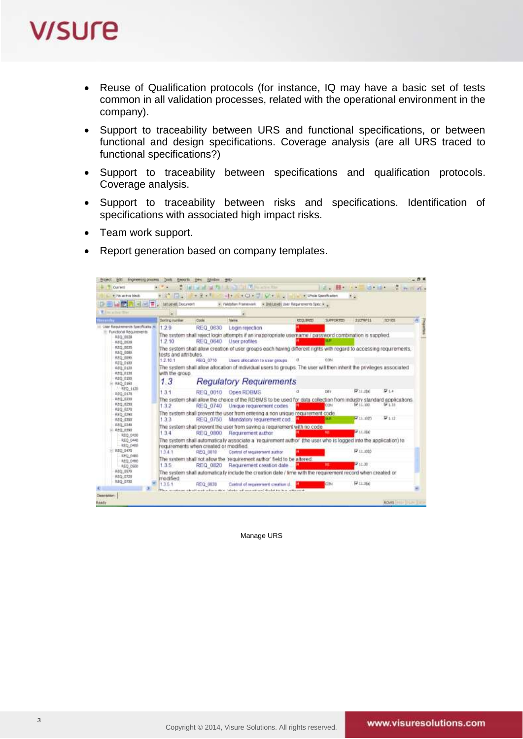- Reuse of Qualification protocols (for instance, IQ may have a basic set of tests common in all validation processes, related with the operational environment in the company).
- Support to traceability between URS and functional specifications, or between functional and design specifications. Coverage analysis (are all URS traced to functional specifications?)
- Support to traceability between specifications and qualification protocols. Coverage analysis.
- Support to traceability between risks and specifications. Identification of specifications with associated high impact risks.
- Team work support.
- Report generation based on company templates.

Manage URS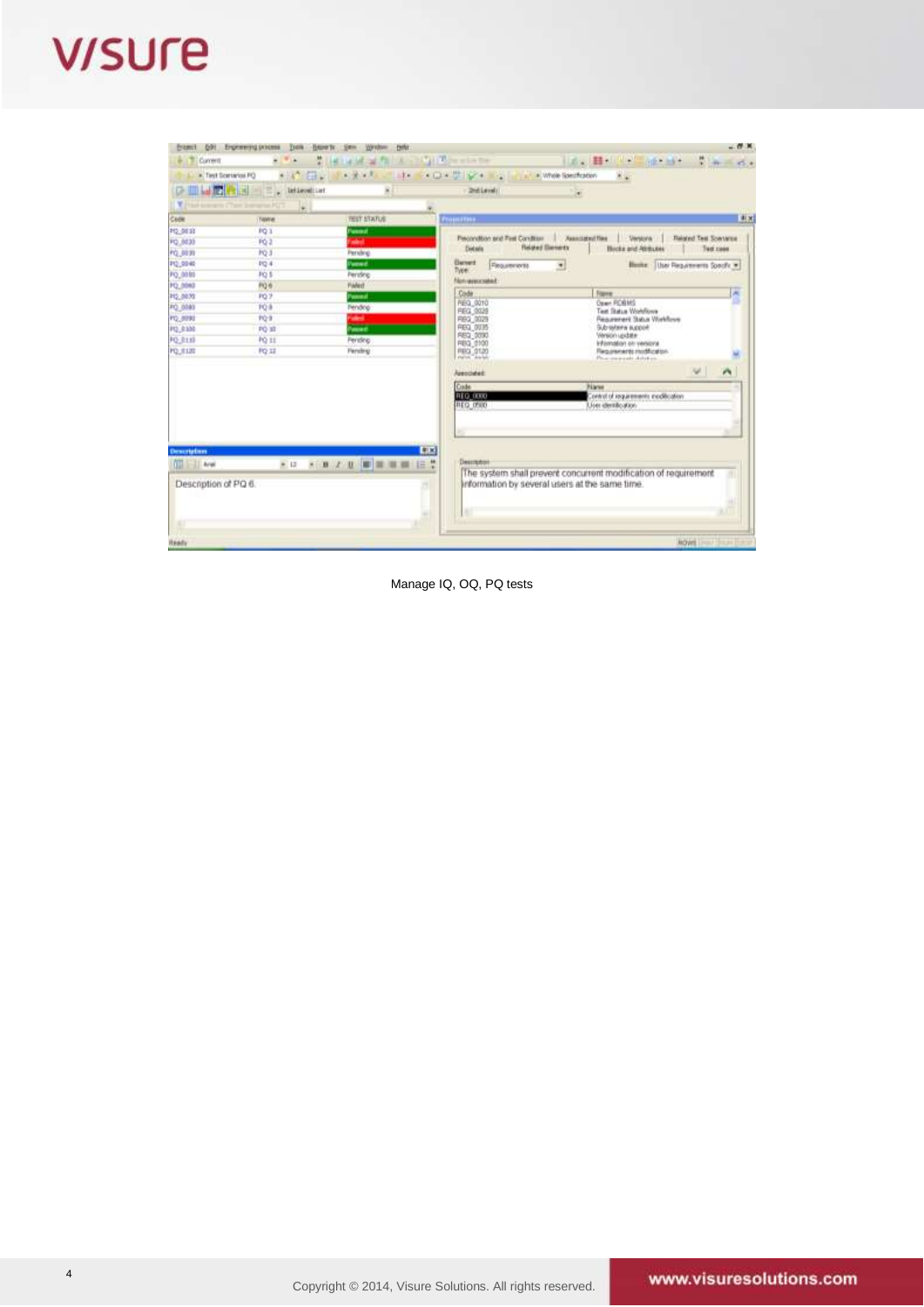Manage IQ, OQ, PQ tests